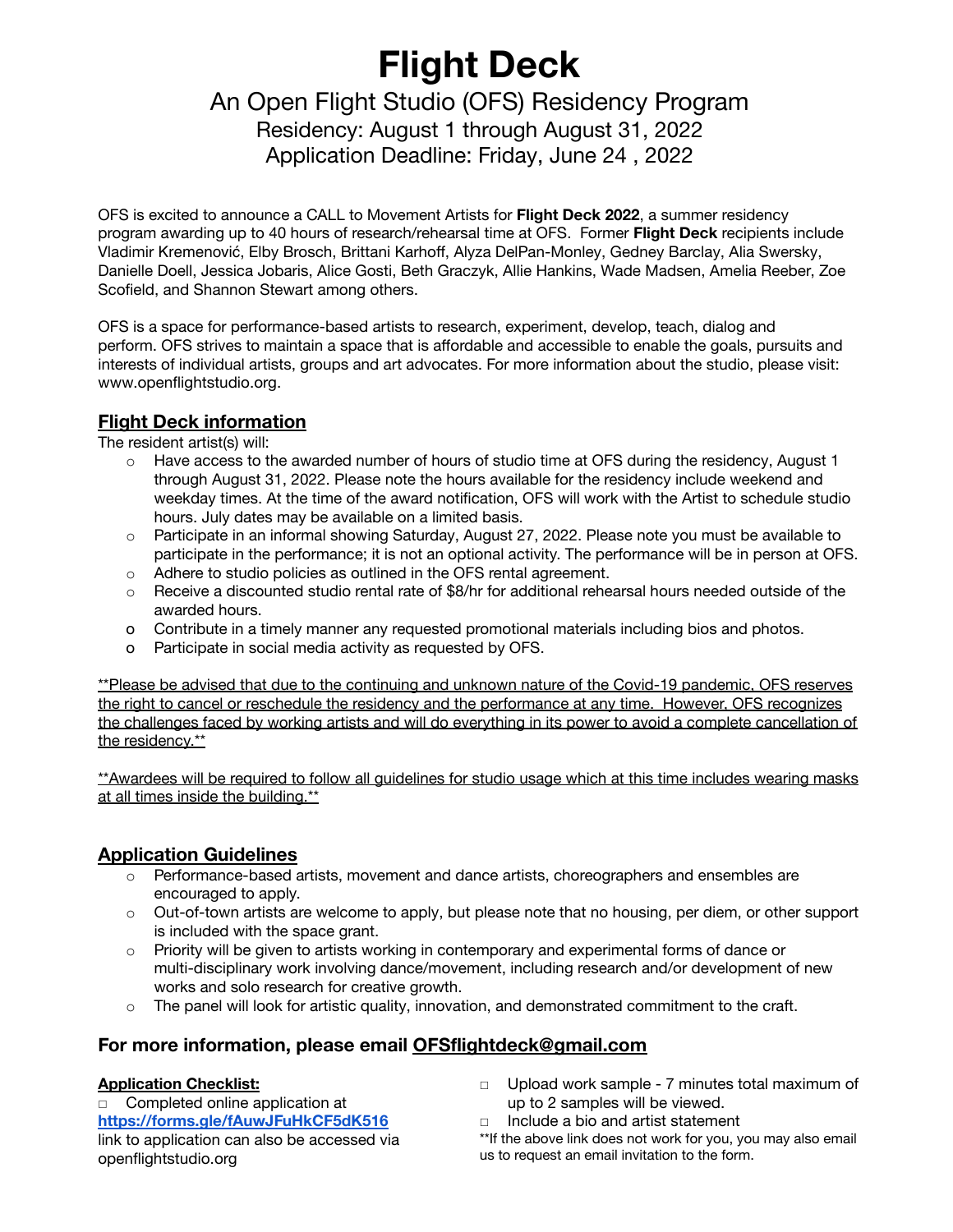# Flight Deck

## An Open Flight Studio (OFS) Residency Program

Residency: August 1 through August 31, 2022

Application Deadline: Friday, June 24 , 2022

OFS is excited to announce a CALL to Movement Artists for **Flight Deck 2022**, a summer residency program awarding up to 40 hours of research/rehearsal time at OFS. Former **Flight Deck** recipients include Vladimir Kremenović, Elby Brosch, Brittani Karhoff, Alyza DelPan-Monley, Gedney Barclay, Alia Swersky, Danielle Doell, Jessica Jobaris, Alice Gosti, Beth Graczyk, Allie Hankins, Wade Madsen, Amelia Reeber, Zoe Scofield, and Shannon Stewart among others.

OFS is a space for performance-based artists to research, experiment, develop, teach, dialog and perform. OFS strives to maintain a space that is affordable and accessible to enable the goals, pursuits and interests of individual artists, groups and art advocates. For more information about the studio, please visit: www.openflightstudio.org.

## Flight Deck information

The resident artist(s) will:

- Have access to the awarded number of hours of studio time at OFS during the residency, August 1 through August 31, 2022. Please note the hours available for the residency include weekend and weekday times. At the time of the award notification, OFS will work with the Artist to schedule studio hours. July dates may be available on a limited basis.
- Participate in an informal showing Saturday, August 27, 2022. Please note you must be available to participate in the performance; it is not an optional activity. The performance will be in person at OFS.
- Adhere to studio policies as outlined in the OFS rental agreement.
- Receive a discounted studio rental rate of $8/hr for additional rehearsal hours needed outside of the awarded hours.
- Contribute in a timely manner any requested promotional materials including bios and photos.
- Participate in social media activity as requested by OFS.

**Please be advised that due to the continuing and unknown nature of the Covid-19 pandemic, OFS reserves the right to cancel or reschedule the residency and the performance at any time. However, OFS recognizes the challenges faced by working artists and will do everything in its power to avoid a complete cancellation of the residency.**

**Awardees will be required to follow all guidelines for studio usage which at this time includes wearing masks at all times inside the building.**

## Application Guidelines

- Performance-based artists, movement and dance artists, choreographers and ensembles are encouraged to apply.
- Out-of-town artists are welcome to apply, but please note that no housing, per diem, or other support is included with the space grant.
- Priority will be given to artists working in contemporary and experimental forms of dance or multi-disciplinary work involving dance/movement, including research and/or development of new works and solo research for creative growth.
- The panel will look for artistic quality, innovation, and demonstrated commitment to the craft.

## For more information, please email OFSflightdeck@gmail.com

**Application Checklist:**

- □ Completed online application at **https://forms.gle/fAuwJFuHkCF5dK516** link to application can also be accessed via openflightstudio.org
- □ Upload work sample - 7 minutes total maximum of up to 2 samples will be viewed.
- □ Include a bio and artist statement

**If the above link does not work for you, you may also email us to request an email invitation to the form.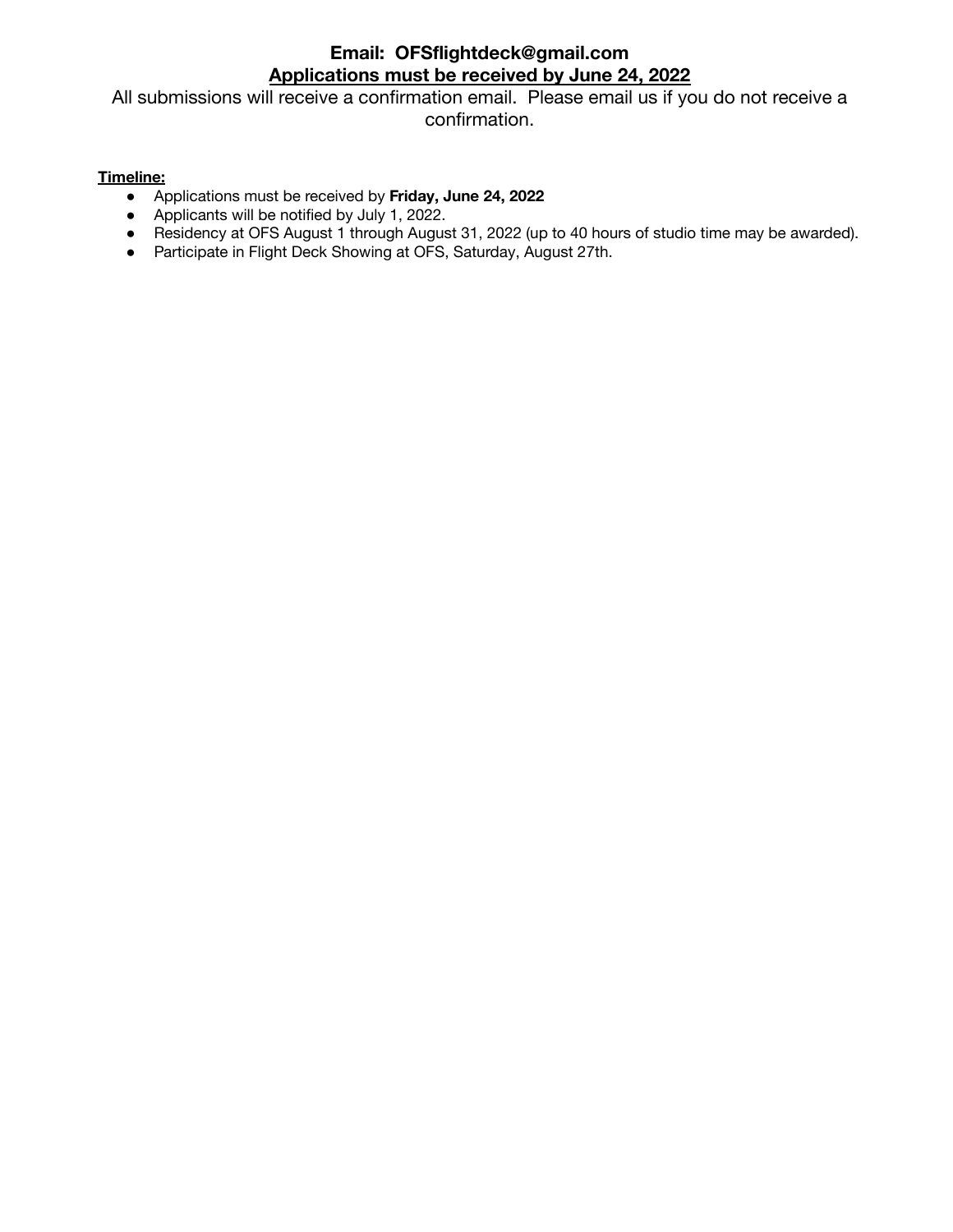**Email: OFSflightdeck@gmail.com**

**Applications must be received by June 24, 2022**

All submissions will receive a confirmation email. Please email us if you do not receive a confirmation.

**Timeline:**

- Applications must be received by **Friday, June 24, 2022**
- Applicants will be notified by July 1, 2022.
- Residency at OFS August 1 through August 31, 2022 (up to 40 hours of studio time may be awarded).
- Participate in Flight Deck Showing at OFS, Saturday, August 27th.